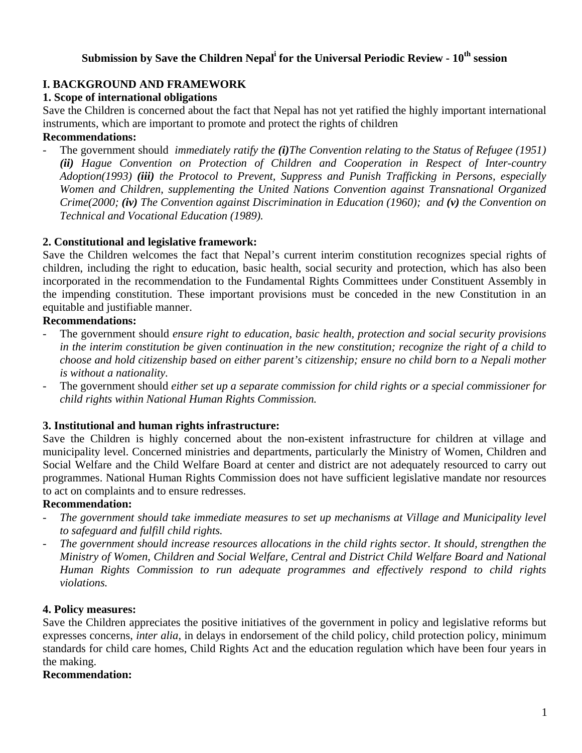# Submission by Save the Children Nepal[i] for the Universal Periodic Review - 10th session

## I. BACKGROUND AND FRAMEWORK

### 1. Scope of international obligations

Save the Children is concerned about the fact that Nepal has not yet ratified the highly important international instruments, which are important to promote and protect the rights of children

**Recommendations:**

- The government should *immediately ratify the **(i)**The Convention relating to the Status of Refugee (1951) **(ii)** Hague Convention on Protection of Children and Cooperation in Respect of Inter-country Adoption(1993) **(iii)** the Protocol to Prevent, Suppress and Punish Trafficking in Persons, especially Women and Children, supplementing the United Nations Convention against Transnational Organized Crime(2000; **(iv)** The Convention against Discrimination in Education (1960); and **(v)** the Convention on Technical and Vocational Education (1989).*

### 2. Constitutional and legislative framework:

Save the Children welcomes the fact that Nepal's current interim constitution recognizes special rights of children, including the right to education, basic health, social security and protection, which has also been incorporated in the recommendation to the Fundamental Rights Committees under Constituent Assembly in the impending constitution. These important provisions must be conceded in the new Constitution in an equitable and justifiable manner.

**Recommendations:**

- The government should *ensure right to education, basic health, protection and social security provisions in the interim constitution be given continuation in the new constitution; recognize the right of a child to choose and hold citizenship based on either parent's citizenship; ensure no child born to a Nepali mother is without a nationality.*
- The government should *either set up a separate commission for child rights or a special commissioner for child rights within National Human Rights Commission.*

### 3. Institutional and human rights infrastructure:

Save the Children is highly concerned about the non-existent infrastructure for children at village and municipality level. Concerned ministries and departments, particularly the Ministry of Women, Children and Social Welfare and the Child Welfare Board at center and district are not adequately resourced to carry out programmes. National Human Rights Commission does not have sufficient legislative mandate nor resources to act on complaints and to ensure redresses.

**Recommendation:**

- *The government should take immediate measures to set up mechanisms at Village and Municipality level to safeguard and fulfill child rights.*
- *The government should increase resources allocations in the child rights sector. It should, strengthen the Ministry of Women, Children and Social Welfare, Central and District Child Welfare Board and National Human Rights Commission to run adequate programmes and effectively respond to child rights violations.*

### 4. Policy measures:

Save the Children appreciates the positive initiatives of the government in policy and legislative reforms but expresses concerns, *inter alia*, in delays in endorsement of the child policy, child protection policy, minimum standards for child care homes, Child Rights Act and the education regulation which have been four years in the making.

**Recommendation:**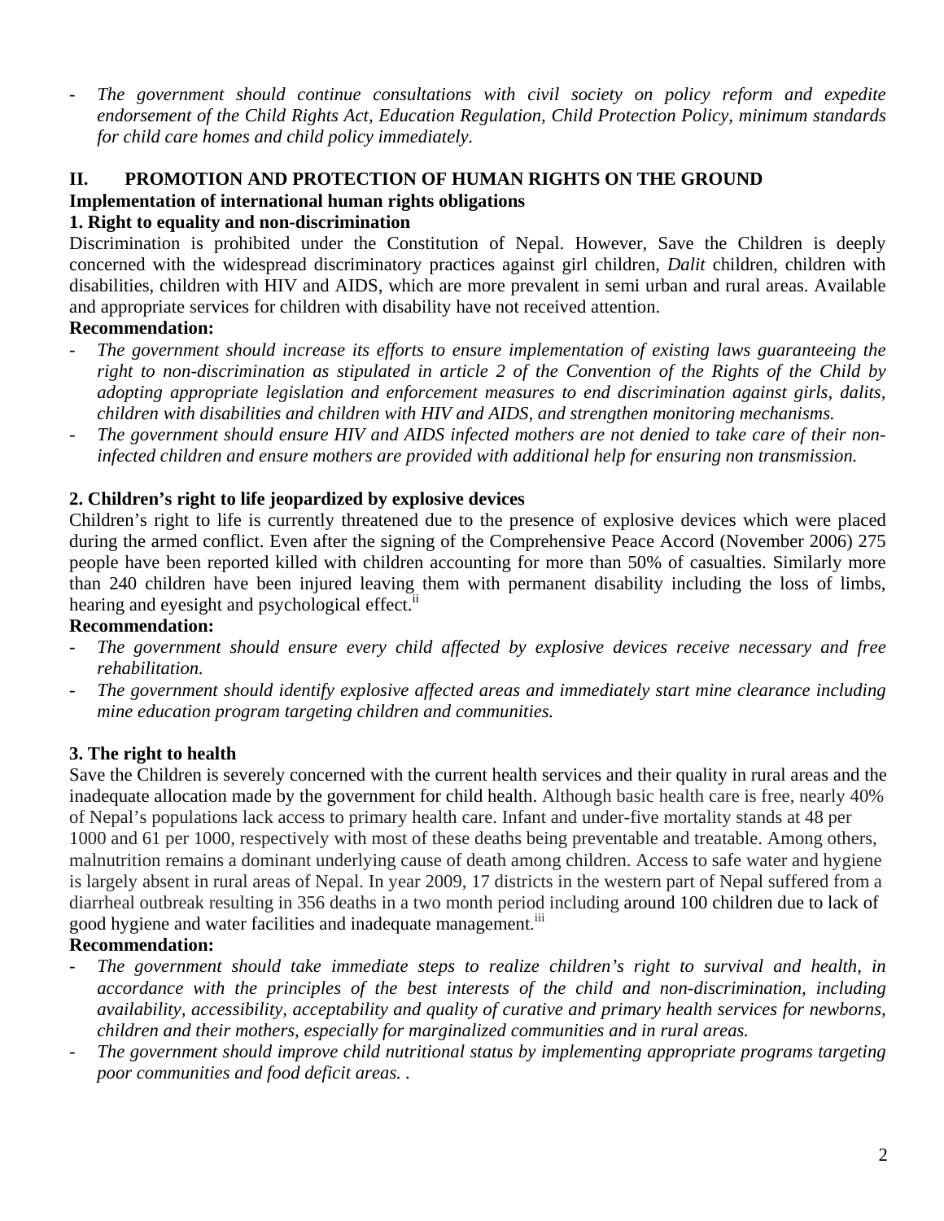- *The government should continue consultations with civil society on policy reform and expedite endorsement of the Child Rights Act, Education Regulation, Child Protection Policy, minimum standards for child care homes and child policy immediately.*

## II. PROMOTION AND PROTECTION OF HUMAN RIGHTS ON THE GROUND

### Implementation of international human rights obligations

### 1. Right to equality and non-discrimination

Discrimination is prohibited under the Constitution of Nepal. However, Save the Children is deeply concerned with the widespread discriminatory practices against girl children, *Dalit* children, children with disabilities, children with HIV and AIDS, which are more prevalent in semi urban and rural areas. Available and appropriate services for children with disability have not received attention.

**Recommendation:**

- *The government should increase its efforts to ensure implementation of existing laws guaranteeing the right to non-discrimination as stipulated in article 2 of the Convention of the Rights of the Child by adopting appropriate legislation and enforcement measures to end discrimination against girls, dalits, children with disabilities and children with HIV and AIDS, and strengthen monitoring mechanisms.*
- *The government should ensure HIV and AIDS infected mothers are not denied to take care of their non-infected children and ensure mothers are provided with additional help for ensuring non transmission.*

### 2. Children's right to life jeopardized by explosive devices

Children's right to life is currently threatened due to the presence of explosive devices which were placed during the armed conflict. Even after the signing of the Comprehensive Peace Accord (November 2006) 275 people have been reported killed with children accounting for more than 50% of casualties. Similarly more than 240 children have been injured leaving them with permanent disability including the loss of limbs, hearing and eyesight and psychological effect.[ii]

**Recommendation:**

- *The government should ensure every child affected by explosive devices receive necessary and free rehabilitation.*
- *The government should identify explosive affected areas and immediately start mine clearance including mine education program targeting children and communities.*

### 3. The right to health

Save the Children is severely concerned with the current health services and their quality in rural areas and the inadequate allocation made by the government for child health. Although basic health care is free, nearly 40% of Nepal's populations lack access to primary health care. Infant and under-five mortality stands at 48 per 1000 and 61 per 1000, respectively with most of these deaths being preventable and treatable. Among others, malnutrition remains a dominant underlying cause of death among children. Access to safe water and hygiene is largely absent in rural areas of Nepal. In year 2009, 17 districts in the western part of Nepal suffered from a diarrheal outbreak resulting in 356 deaths in a two month period including around 100 children due to lack of good hygiene and water facilities and inadequate management.[iii]

**Recommendation:**

- *The government should take immediate steps to realize children's right to survival and health, in accordance with the principles of the best interests of the child and non-discrimination, including availability, accessibility, acceptability and quality of curative and primary health services for newborns, children and their mothers, especially for marginalized communities and in rural areas.*
- *The government should improve child nutritional status by implementing appropriate programs targeting poor communities and food deficit areas. .*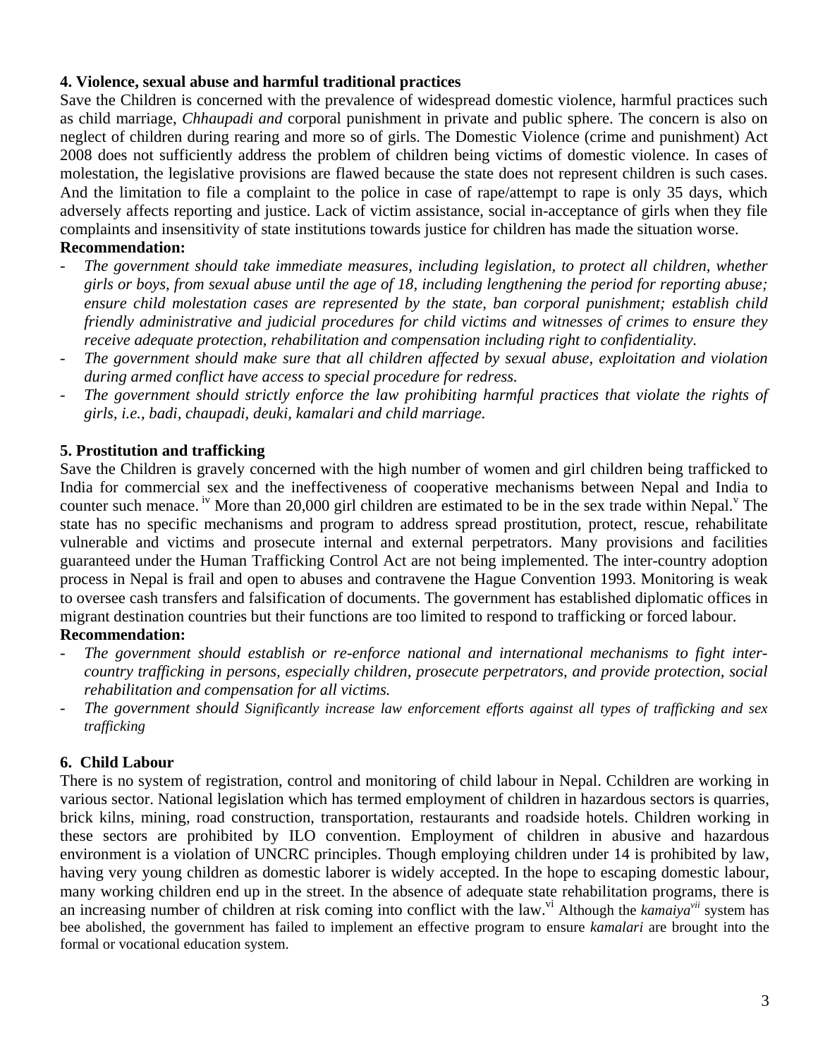### 4. Violence, sexual abuse and harmful traditional practices

Save the Children is concerned with the prevalence of widespread domestic violence, harmful practices such as child marriage, *Chhaupadi and* corporal punishment in private and public sphere. The concern is also on neglect of children during rearing and more so of girls. The Domestic Violence (crime and punishment) Act 2008 does not sufficiently address the problem of children being victims of domestic violence. In cases of molestation, the legislative provisions are flawed because the state does not represent children is such cases. And the limitation to file a complaint to the police in case of rape/attempt to rape is only 35 days, which adversely affects reporting and justice. Lack of victim assistance, social in-acceptance of girls when they file complaints and insensitivity of state institutions towards justice for children has made the situation worse.

**Recommendation:**

- *The government should take immediate measures, including legislation, to protect all children, whether girls or boys, from sexual abuse until the age of 18, including lengthening the period for reporting abuse; ensure child molestation cases are represented by the state, ban corporal punishment; establish child friendly administrative and judicial procedures for child victims and witnesses of crimes to ensure they receive adequate protection, rehabilitation and compensation including right to confidentiality.*
- *The government should make sure that all children affected by sexual abuse, exploitation and violation during armed conflict have access to special procedure for redress.*
- *The government should strictly enforce the law prohibiting harmful practices that violate the rights of girls, i.e., badi, chaupadi, deuki, kamalari and child marriage.*

### 5. Prostitution and trafficking

Save the Children is gravely concerned with the high number of women and girl children being trafficked to India for commercial sex and the ineffectiveness of cooperative mechanisms between Nepal and India to counter such menace.[iv] More than 20,000 girl children are estimated to be in the sex trade within Nepal.[v] The state has no specific mechanisms and program to address spread prostitution, protect, rescue, rehabilitate vulnerable and victims and prosecute internal and external perpetrators. Many provisions and facilities guaranteed under the Human Trafficking Control Act are not being implemented. The inter-country adoption process in Nepal is frail and open to abuses and contravene the Hague Convention 1993. Monitoring is weak to oversee cash transfers and falsification of documents. The government has established diplomatic offices in migrant destination countries but their functions are too limited to respond to trafficking or forced labour.

**Recommendation:**

- *The government should establish or re-enforce national and international mechanisms to fight inter-country trafficking in persons, especially children, prosecute perpetrators, and provide protection, social rehabilitation and compensation for all victims.*
- *The government should Significantly increase law enforcement efforts against all types of trafficking and sex trafficking*

### 6. Child Labour

There is no system of registration, control and monitoring of child labour in Nepal. Cchildren are working in various sector. National legislation which has termed employment of children in hazardous sectors is quarries, brick kilns, mining, road construction, transportation, restaurants and roadside hotels. Children working in these sectors are prohibited by ILO convention. Employment of children in abusive and hazardous environment is a violation of UNCRC principles. Though employing children under 14 is prohibited by law, having very young children as domestic laborer is widely accepted. In the hope to escaping domestic labour, many working children end up in the street. In the absence of adequate state rehabilitation programs, there is an increasing number of children at risk coming into conflict with the law.[vi] Although the *kamaiya*[vii] system has bee abolished, the government has failed to implement an effective program to ensure *kamalari* are brought into the formal or vocational education system.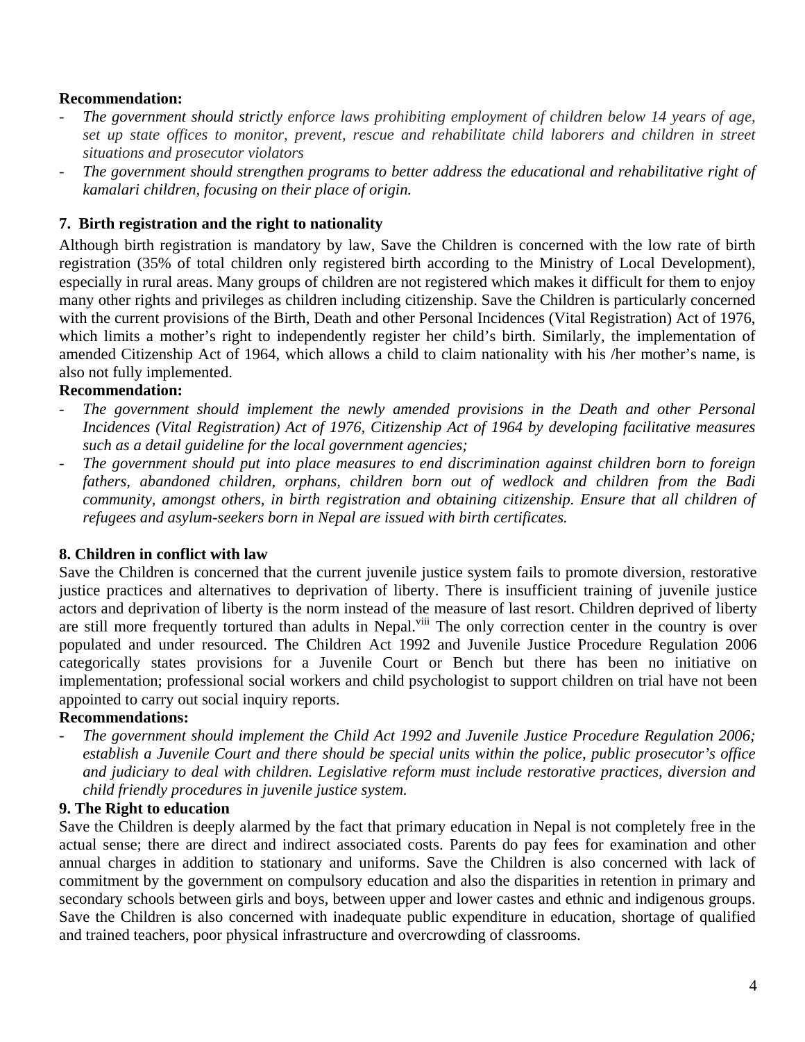**Recommendation:**

- *The government should strictly enforce laws prohibiting employment of children below 14 years of age, set up state offices to monitor, prevent, rescue and rehabilitate child laborers and children in street situations and prosecutor violators*
- *The government should strengthen programs to better address the educational and rehabilitative right of kamalari children, focusing on their place of origin.*

### 7. Birth registration and the right to nationality

Although birth registration is mandatory by law, Save the Children is concerned with the low rate of birth registration (35% of total children only registered birth according to the Ministry of Local Development), especially in rural areas. Many groups of children are not registered which makes it difficult for them to enjoy many other rights and privileges as children including citizenship. Save the Children is particularly concerned with the current provisions of the Birth, Death and other Personal Incidences (Vital Registration) Act of 1976, which limits a mother's right to independently register her child's birth. Similarly, the implementation of amended Citizenship Act of 1964, which allows a child to claim nationality with his /her mother's name, is also not fully implemented.

**Recommendation:**

- *The government should implement the newly amended provisions in the Death and other Personal Incidences (Vital Registration) Act of 1976, Citizenship Act of 1964 by developing facilitative measures such as a detail guideline for the local government agencies;*
- *The government should put into place measures to end discrimination against children born to foreign fathers, abandoned children, orphans, children born out of wedlock and children from the Badi community, amongst others, in birth registration and obtaining citizenship. Ensure that all children of refugees and asylum-seekers born in Nepal are issued with birth certificates.*

### 8. Children in conflict with law

Save the Children is concerned that the current juvenile justice system fails to promote diversion, restorative justice practices and alternatives to deprivation of liberty. There is insufficient training of juvenile justice actors and deprivation of liberty is the norm instead of the measure of last resort. Children deprived of liberty are still more frequently tortured than adults in Nepal.[viii] The only correction center in the country is over populated and under resourced. The Children Act 1992 and Juvenile Justice Procedure Regulation 2006 categorically states provisions for a Juvenile Court or Bench but there has been no initiative on implementation; professional social workers and child psychologist to support children on trial have not been appointed to carry out social inquiry reports.

**Recommendations:**

- *The government should implement the Child Act 1992 and Juvenile Justice Procedure Regulation 2006; establish a Juvenile Court and there should be special units within the police, public prosecutor's office and judiciary to deal with children. Legislative reform must include restorative practices, diversion and child friendly procedures in juvenile justice system.*

### 9. The Right to education

Save the Children is deeply alarmed by the fact that primary education in Nepal is not completely free in the actual sense; there are direct and indirect associated costs. Parents do pay fees for examination and other annual charges in addition to stationary and uniforms. Save the Children is also concerned with lack of commitment by the government on compulsory education and also the disparities in retention in primary and secondary schools between girls and boys, between upper and lower castes and ethnic and indigenous groups. Save the Children is also concerned with inadequate public expenditure in education, shortage of qualified and trained teachers, poor physical infrastructure and overcrowding of classrooms.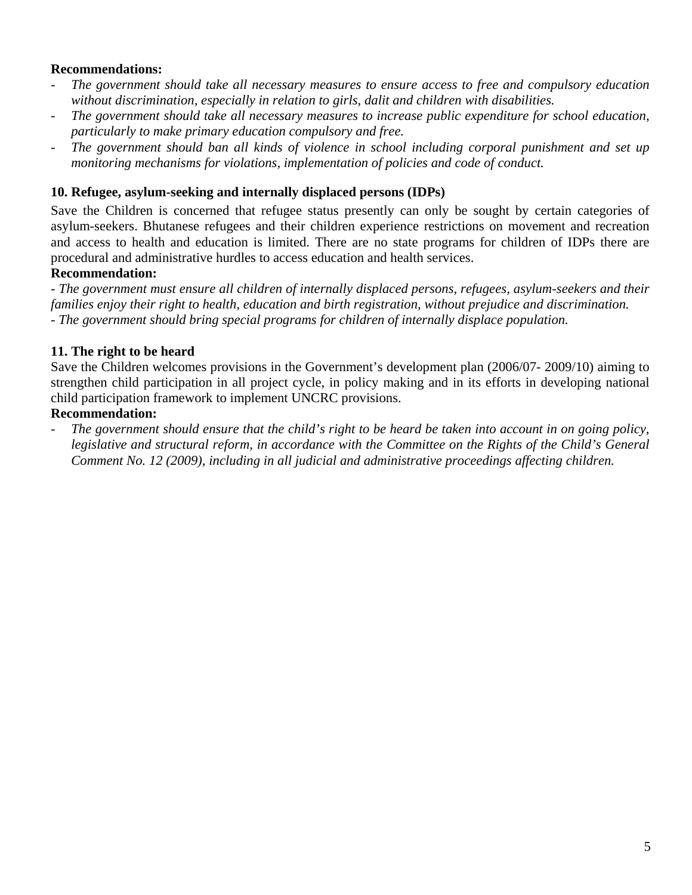**Recommendations:**

- *The government should take all necessary measures to ensure access to free and compulsory education without discrimination, especially in relation to girls, dalit and children with disabilities.*
- *The government should take all necessary measures to increase public expenditure for school education, particularly to make primary education compulsory and free.*
- *The government should ban all kinds of violence in school including corporal punishment and set up monitoring mechanisms for violations, implementation of policies and code of conduct.*

**10. Refugee, asylum-seeking and internally displaced persons (IDPs)**

Save the Children is concerned that refugee status presently can only be sought by certain categories of asylum-seekers. Bhutanese refugees and their children experience restrictions on movement and recreation and access to health and education is limited. There are no state programs for children of IDPs there are procedural and administrative hurdles to access education and health services.

**Recommendation:**

- *The government must ensure all children of internally displaced persons, refugees, asylum-seekers and their families enjoy their right to health, education and birth registration, without prejudice and discrimination.*
- *The government should bring special programs for children of internally displace population.*

**11. The right to be heard**

Save the Children welcomes provisions in the Government's development plan (2006/07- 2009/10) aiming to strengthen child participation in all project cycle, in policy making and in its efforts in developing national child participation framework to implement UNCRC provisions.

**Recommendation:**

- *The government should ensure that the child's right to be heard be taken into account in on going policy, legislative and structural reform, in accordance with the Committee on the Rights of the Child's General Comment No. 12 (2009), including in all judicial and administrative proceedings affecting children.*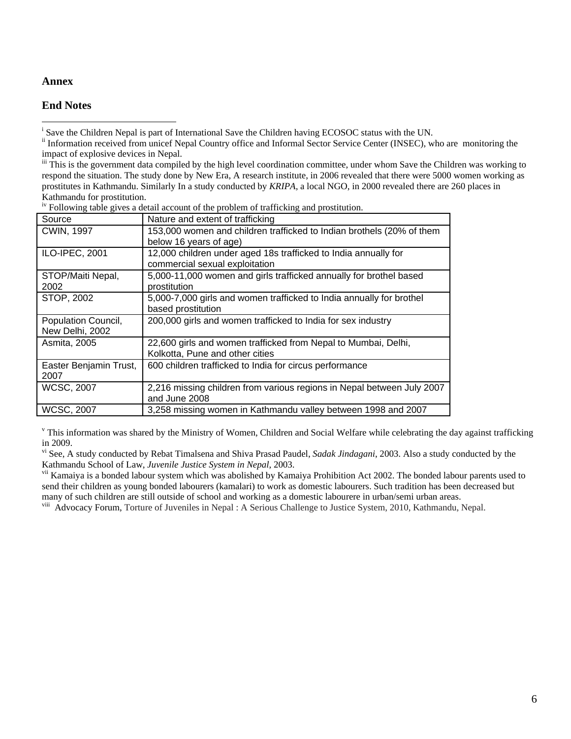**Annex**

**End Notes**

[i] Save the Children Nepal is part of International Save the Children having ECOSOC status with the UN.

[ii] Information received from unicef Nepal Country office and Informal Sector Service Center (INSEC), who are monitoring the impact of explosive devices in Nepal.

[iii] This is the government data compiled by the high level coordination committee, under whom Save the Children was working to respond the situation. The study done by New Era, A research institute, in 2006 revealed that there were 5000 women working as prostitutes in Kathmandu. Similarly In a study conducted by *KRIPA*, a local NGO, in 2000 revealed there are 260 places in Kathmandu for prostitution.

[iv] Following table gives a detail account of the problem of trafficking and prostitution.

| Source | Nature and extent of trafficking |
|---|---|
| CWIN, 1997 | 153,000 women and children trafficked to Indian brothels (20% of them below 16 years of age) |
| ILO-IPEC, 2001 | 12,000 children under aged 18s trafficked to India annually for commercial sexual exploitation |
| STOP/Maiti Nepal, 2002 | 5,000-11,000 women and girls trafficked annually for brothel based prostitution |
| STOP, 2002 | 5,000-7,000 girls and women trafficked to India annually for brothel based prostitution |
| Population Council, New Delhi, 2002 | 200,000 girls and women trafficked to India for sex industry |
| Asmita, 2005 | 22,600 girls and women trafficked from Nepal to Mumbai, Delhi, Kolkotta, Pune and other cities |
| Easter Benjamin Trust, 2007 | 600 children trafficked to India for circus performance |
| WCSC, 2007 | 2,216 missing children from various regions in Nepal between July 2007 and June 2008 |
| WCSC, 2007 | 3,258 missing women in Kathmandu valley between 1998 and 2007 |

[v] This information was shared by the Ministry of Women, Children and Social Welfare while celebrating the day against trafficking in 2009.

[vi] See, A study conducted by Rebat Timalsena and Shiva Prasad Paudel, *Sadak Jindagani*, 2003. Also a study conducted by the Kathmandu School of Law, *Juvenile Justice System in Nepal*, 2003.

[vii] Kamaiya is a bonded labour system which was abolished by Kamaiya Prohibition Act 2002. The bonded labour parents used to send their children as young bonded labourers (kamalari) to work as domestic labourers. Such tradition has been decreased but many of such children are still outside of school and working as a domestic labourere in urban/semi urban areas.

[viii] Advocacy Forum, Torture of Juveniles in Nepal : A Serious Challenge to Justice System, 2010, Kathmandu, Nepal.